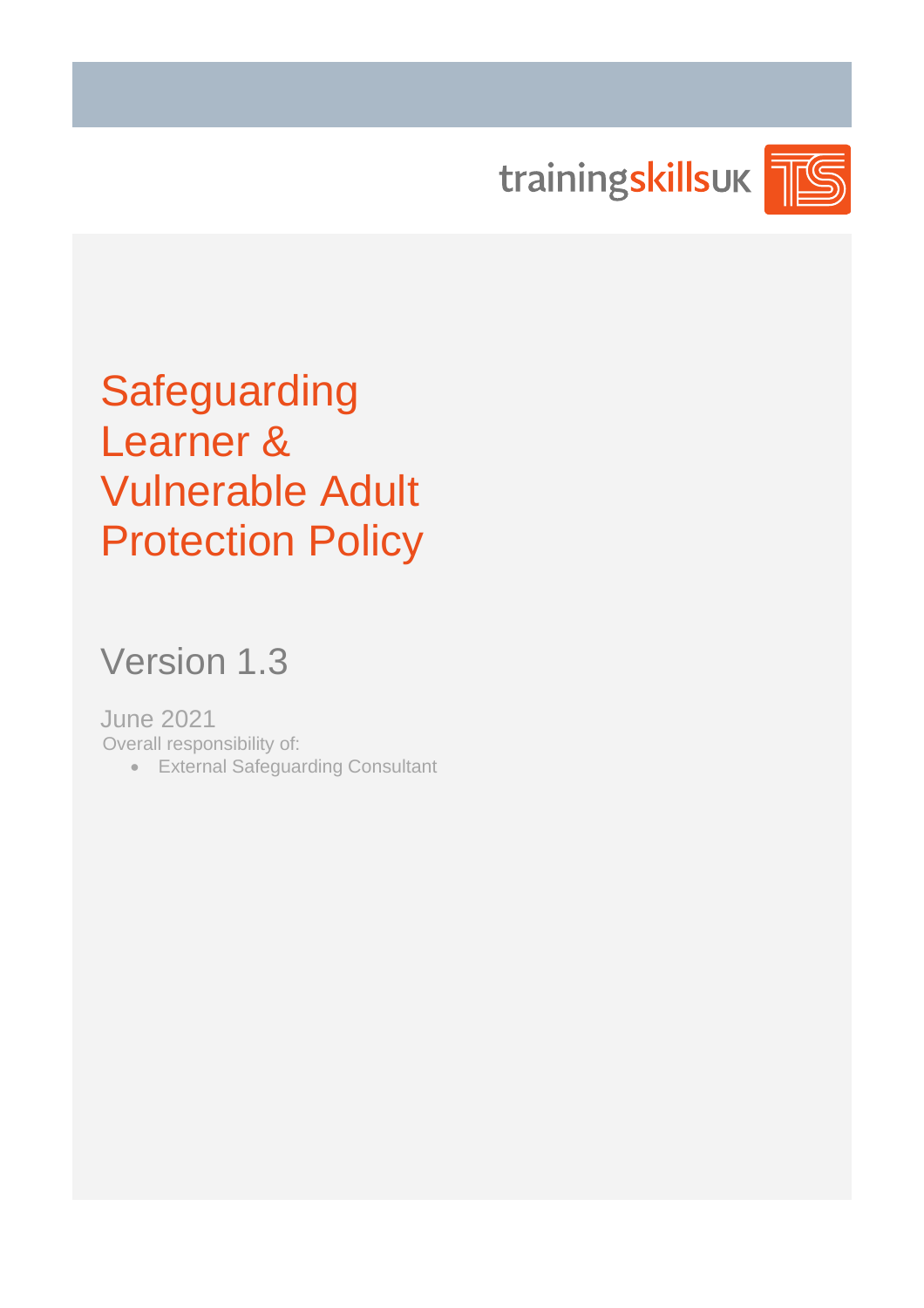trainingskillsUK

# Safeguarding Learner & Vulnerable Adult Protection Policy

## Version 1.3

June 2021

Overall responsibility of:

- External Safeguarding Consultant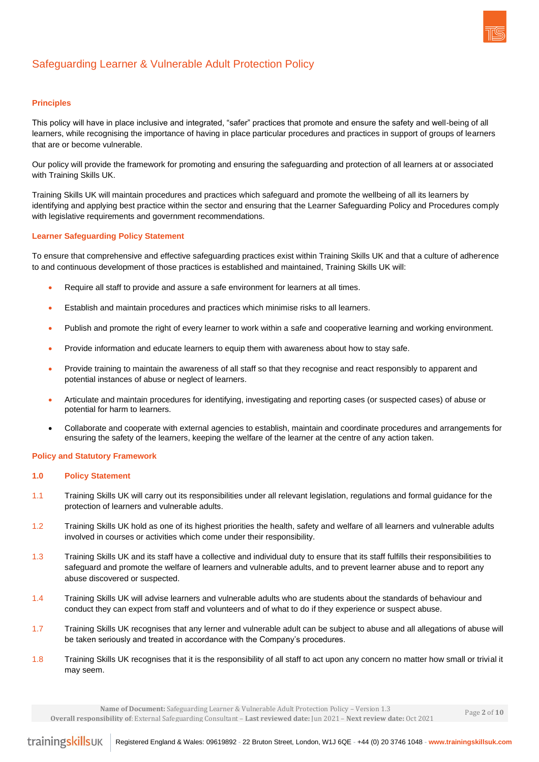# Safeguarding Learner & Vulnerable Adult Protection Policy

### Principles

This policy will have in place inclusive and integrated, "safer" practices that promote and ensure the safety and well-being of all learners, while recognising the importance of having in place particular procedures and practices in support of groups of learners that are or become vulnerable.

Our policy will provide the framework for promoting and ensuring the safeguarding and protection of all learners at or associated with Training Skills UK.

Training Skills UK will maintain procedures and practices which safeguard and promote the wellbeing of all its learners by identifying and applying best practice within the sector and ensuring that the Learner Safeguarding Policy and Procedures comply with legislative requirements and government recommendations.

### Learner Safeguarding Policy Statement

To ensure that comprehensive and effective safeguarding practices exist within Training Skills UK and that a culture of adherence to and continuous development of those practices is established and maintained, Training Skills UK will:

- Require all staff to provide and assure a safe environment for learners at all times.
- Establish and maintain procedures and practices which minimise risks to all learners.
- Publish and promote the right of every learner to work within a safe and cooperative learning and working environment.
- Provide information and educate learners to equip them with awareness about how to stay safe.
- Provide training to maintain the awareness of all staff so that they recognise and react responsibly to apparent and potential instances of abuse or neglect of learners.
- Articulate and maintain procedures for identifying, investigating and reporting cases (or suspected cases) of abuse or potential for harm to learners.
- Collaborate and cooperate with external agencies to establish, maintain and coordinate procedures and arrangements for ensuring the safety of the learners, keeping the welfare of the learner at the centre of any action taken.

### Policy and Statutory Framework

### 1.0 Policy Statement

1.1 Training Skills UK will carry out its responsibilities under all relevant legislation, regulations and formal guidance for the protection of learners and vulnerable adults.

1.2 Training Skills UK hold as one of its highest priorities the health, safety and welfare of all learners and vulnerable adults involved in courses or activities which come under their responsibility.

1.3 Training Skills UK and its staff have a collective and individual duty to ensure that its staff fulfills their responsibilities to safeguard and promote the welfare of learners and vulnerable adults, and to prevent learner abuse and to report any abuse discovered or suspected.

1.4 Training Skills UK will advise learners and vulnerable adults who are students about the standards of behaviour and conduct they can expect from staff and volunteers and of what to do if they experience or suspect abuse.

1.7 Training Skills UK recognises that any lerner and vulnerable adult can be subject to abuse and all allegations of abuse will be taken seriously and treated in accordance with the Company's procedures.

1.8 Training Skills UK recognises that it is the responsibility of all staff to act upon any concern no matter how small or trivial it may seem.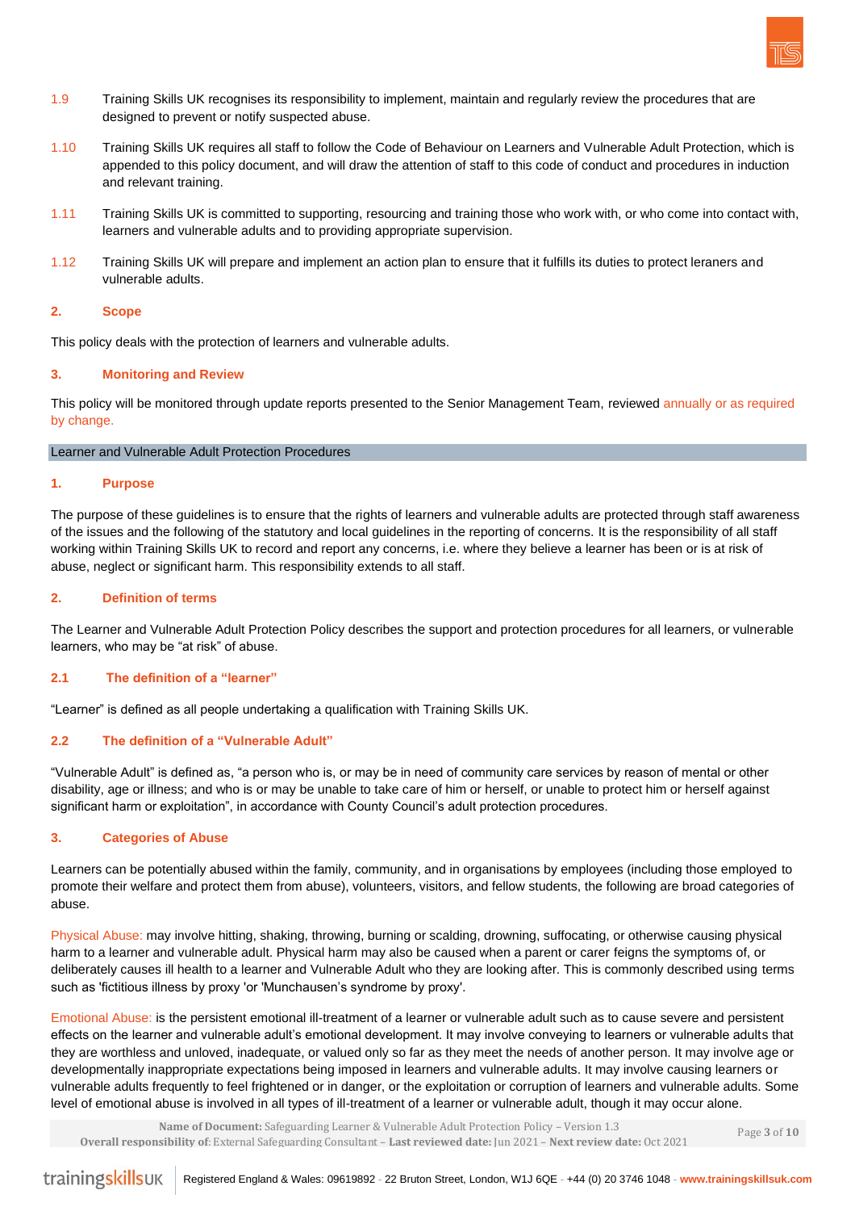1.9 Training Skills UK recognises its responsibility to implement, maintain and regularly review the procedures that are designed to prevent or notify suspected abuse.

1.10 Training Skills UK requires all staff to follow the Code of Behaviour on Learners and Vulnerable Adult Protection, which is appended to this policy document, and will draw the attention of staff to this code of conduct and procedures in induction and relevant training.

1.11 Training Skills UK is committed to supporting, resourcing and training those who work with, or who come into contact with, learners and vulnerable adults and to providing appropriate supervision.

1.12 Training Skills UK will prepare and implement an action plan to ensure that it fulfills its duties to protect leraners and vulnerable adults.

## 2. Scope

This policy deals with the protection of learners and vulnerable adults.

## 3. Monitoring and Review

This policy will be monitored through update reports presented to the Senior Management Team, reviewed annually or as required by change.

# Learner and Vulnerable Adult Protection Procedures

## 1. Purpose

The purpose of these guidelines is to ensure that the rights of learners and vulnerable adults are protected through staff awareness of the issues and the following of the statutory and local guidelines in the reporting of concerns. It is the responsibility of all staff working within Training Skills UK to record and report any concerns, i.e. where they believe a learner has been or is at risk of abuse, neglect or significant harm. This responsibility extends to all staff.

## 2. Definition of terms

The Learner and Vulnerable Adult Protection Policy describes the support and protection procedures for all learners, or vulnerable learners, who may be "at risk" of abuse.

### 2.1 The definition of a "learner"

"Learner" is defined as all people undertaking a qualification with Training Skills UK.

### 2.2 The definition of a "Vulnerable Adult"

"Vulnerable Adult" is defined as, "a person who is, or may be in need of community care services by reason of mental or other disability, age or illness; and who is or may be unable to take care of him or herself, or unable to protect him or herself against significant harm or exploitation", in accordance with County Council's adult protection procedures.

## 3. Categories of Abuse

Learners can be potentially abused within the family, community, and in organisations by employees (including those employed to promote their welfare and protect them from abuse), volunteers, visitors, and fellow students, the following are broad categories of abuse.

Physical Abuse: may involve hitting, shaking, throwing, burning or scalding, drowning, suffocating, or otherwise causing physical harm to a learner and vulnerable adult. Physical harm may also be caused when a parent or carer feigns the symptoms of, or deliberately causes ill health to a learner and Vulnerable Adult who they are looking after. This is commonly described using terms such as 'fictitious illness by proxy 'or 'Munchausen's syndrome by proxy'.

Emotional Abuse: is the persistent emotional ill-treatment of a learner or vulnerable adult such as to cause severe and persistent effects on the learner and vulnerable adult's emotional development. It may involve conveying to learners or vulnerable adults that they are worthless and unloved, inadequate, or valued only so far as they meet the needs of another person. It may involve age or developmentally inappropriate expectations being imposed in learners and vulnerable adults. It may involve causing learners or vulnerable adults frequently to feel frightened or in danger, or the exploitation or corruption of learners and vulnerable adults. Some level of emotional abuse is involved in all types of ill-treatment of a learner or vulnerable adult, though it may occur alone.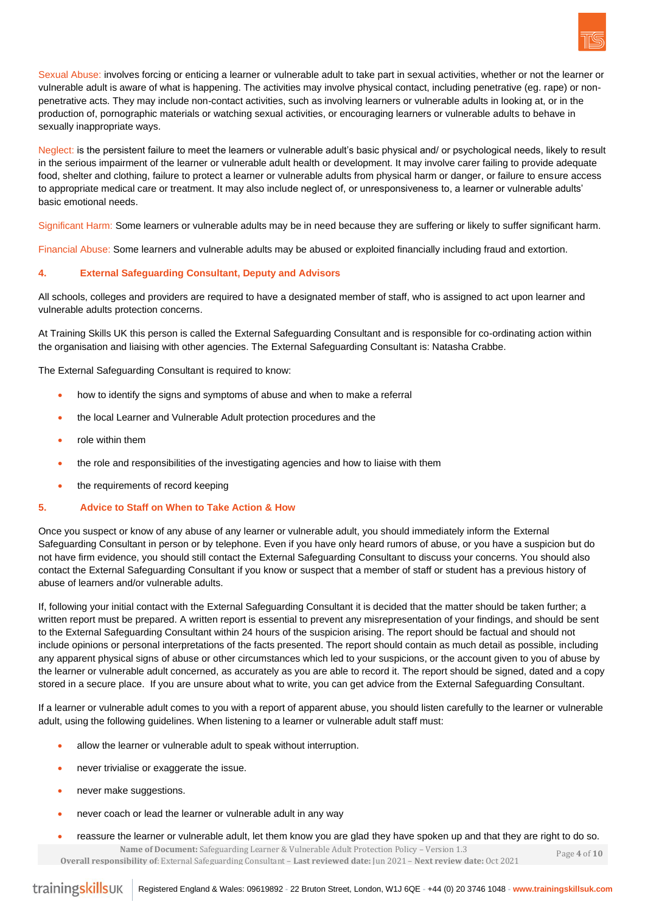Sexual Abuse: involves forcing or enticing a learner or vulnerable adult to take part in sexual activities, whether or not the learner or vulnerable adult is aware of what is happening. The activities may involve physical contact, including penetrative (eg. rape) or non-penetrative acts. They may include non-contact activities, such as involving learners or vulnerable adults in looking at, or in the production of, pornographic materials or watching sexual activities, or encouraging learners or vulnerable adults to behave in sexually inappropriate ways.

Neglect: is the persistent failure to meet the learners or vulnerable adult's basic physical and/ or psychological needs, likely to result in the serious impairment of the learner or vulnerable adult health or development. It may involve carer failing to provide adequate food, shelter and clothing, failure to protect a learner or vulnerable adults from physical harm or danger, or failure to ensure access to appropriate medical care or treatment. It may also include neglect of, or unresponsiveness to, a learner or vulnerable adults' basic emotional needs.

Significant Harm: Some learners or vulnerable adults may be in need because they are suffering or likely to suffer significant harm.

Financial Abuse: Some learners and vulnerable adults may be abused or exploited financially including fraud and extortion.

## 4. External Safeguarding Consultant, Deputy and Advisors

All schools, colleges and providers are required to have a designated member of staff, who is assigned to act upon learner and vulnerable adults protection concerns.

At Training Skills UK this person is called the External Safeguarding Consultant and is responsible for co-ordinating action within the organisation and liaising with other agencies. The External Safeguarding Consultant is: Natasha Crabbe.

The External Safeguarding Consultant is required to know:

- how to identify the signs and symptoms of abuse and when to make a referral
- the local Learner and Vulnerable Adult protection procedures and the
- role within them
- the role and responsibilities of the investigating agencies and how to liaise with them
- the requirements of record keeping

## 5. Advice to Staff on When to Take Action & How

Once you suspect or know of any abuse of any learner or vulnerable adult, you should immediately inform the External Safeguarding Consultant in person or by telephone. Even if you have only heard rumors of abuse, or you have a suspicion but do not have firm evidence, you should still contact the External Safeguarding Consultant to discuss your concerns. You should also contact the External Safeguarding Consultant if you know or suspect that a member of staff or student has a previous history of abuse of learners and/or vulnerable adults.

If, following your initial contact with the External Safeguarding Consultant it is decided that the matter should be taken further; a written report must be prepared. A written report is essential to prevent any misrepresentation of your findings, and should be sent to the External Safeguarding Consultant within 24 hours of the suspicion arising. The report should be factual and should not include opinions or personal interpretations of the facts presented. The report should contain as much detail as possible, including any apparent physical signs of abuse or other circumstances which led to your suspicions, or the account given to you of abuse by the learner or vulnerable adult concerned, as accurately as you are able to record it. The report should be signed, dated and a copy stored in a secure place. If you are unsure about what to write, you can get advice from the External Safeguarding Consultant.

If a learner or vulnerable adult comes to you with a report of apparent abuse, you should listen carefully to the learner or vulnerable adult, using the following guidelines. When listening to a learner or vulnerable adult staff must:

- allow the learner or vulnerable adult to speak without interruption.
- never trivialise or exaggerate the issue.
- never make suggestions.
- never coach or lead the learner or vulnerable adult in any way
- reassure the learner or vulnerable adult, let them know you are glad they have spoken up and that they are right to do so.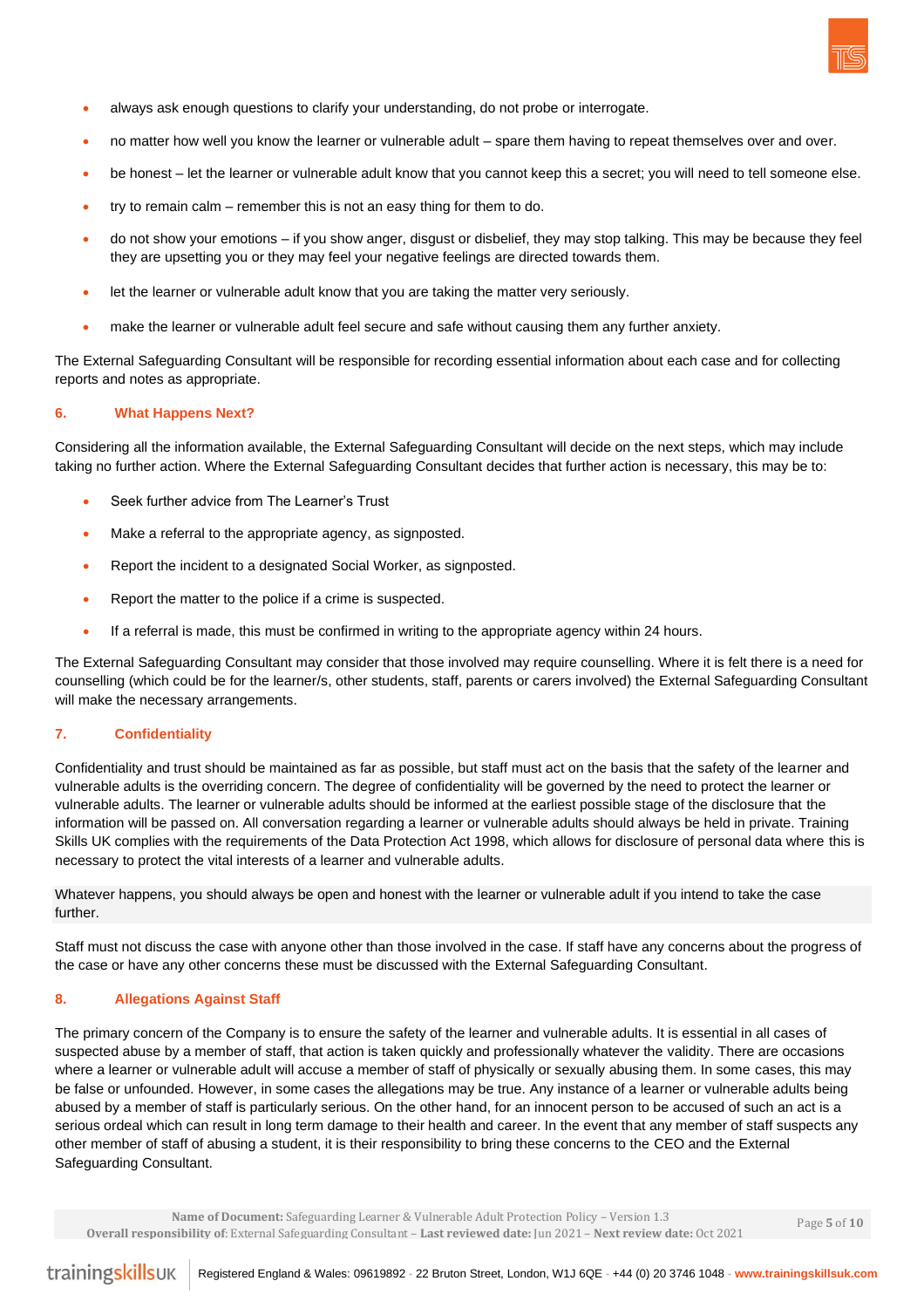- always ask enough questions to clarify your understanding, do not probe or interrogate.
- no matter how well you know the learner or vulnerable adult – spare them having to repeat themselves over and over.
- be honest – let the learner or vulnerable adult know that you cannot keep this a secret; you will need to tell someone else.
- try to remain calm – remember this is not an easy thing for them to do.
- do not show your emotions – if you show anger, disgust or disbelief, they may stop talking. This may be because they feel they are upsetting you or they may feel your negative feelings are directed towards them.
- let the learner or vulnerable adult know that you are taking the matter very seriously.
- make the learner or vulnerable adult feel secure and safe without causing them any further anxiety.

The External Safeguarding Consultant will be responsible for recording essential information about each case and for collecting reports and notes as appropriate.

## 6. What Happens Next?

Considering all the information available, the External Safeguarding Consultant will decide on the next steps, which may include taking no further action. Where the External Safeguarding Consultant decides that further action is necessary, this may be to:

- Seek further advice from The Learner's Trust
- Make a referral to the appropriate agency, as signposted.
- Report the incident to a designated Social Worker, as signposted.
- Report the matter to the police if a crime is suspected.
- If a referral is made, this must be confirmed in writing to the appropriate agency within 24 hours.

The External Safeguarding Consultant may consider that those involved may require counselling. Where it is felt there is a need for counselling (which could be for the learner/s, other students, staff, parents or carers involved) the External Safeguarding Consultant will make the necessary arrangements.

## 7. Confidentiality

Confidentiality and trust should be maintained as far as possible, but staff must act on the basis that the safety of the learner and vulnerable adults is the overriding concern. The degree of confidentiality will be governed by the need to protect the learner or vulnerable adults. The learner or vulnerable adults should be informed at the earliest possible stage of the disclosure that the information will be passed on. All conversation regarding a learner or vulnerable adults should always be held in private. Training Skills UK complies with the requirements of the Data Protection Act 1998, which allows for disclosure of personal data where this is necessary to protect the vital interests of a learner and vulnerable adults.

Whatever happens, you should always be open and honest with the learner or vulnerable adult if you intend to take the case further.

Staff must not discuss the case with anyone other than those involved in the case. If staff have any concerns about the progress of the case or have any other concerns these must be discussed with the External Safeguarding Consultant.

## 8. Allegations Against Staff

The primary concern of the Company is to ensure the safety of the learner and vulnerable adults. It is essential in all cases of suspected abuse by a member of staff, that action is taken quickly and professionally whatever the validity. There are occasions where a learner or vulnerable adult will accuse a member of staff of physically or sexually abusing them. In some cases, this may be false or unfounded. However, in some cases the allegations may be true. Any instance of a learner or vulnerable adults being abused by a member of staff is particularly serious. On the other hand, for an innocent person to be accused of such an act is a serious ordeal which can result in long term damage to their health and career. In the event that any member of staff suspects any other member of staff of abusing a student, it is their responsibility to bring these concerns to the CEO and the External Safeguarding Consultant.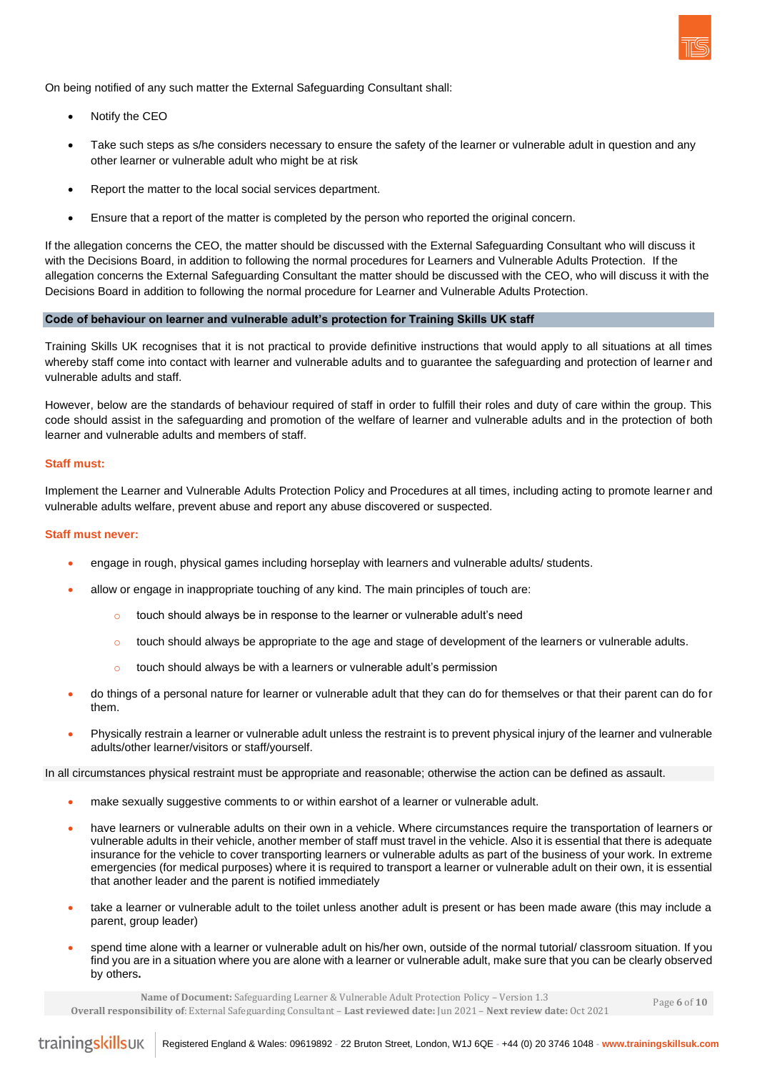On being notified of any such matter the External Safeguarding Consultant shall:

- Notify the CEO
- Take such steps as s/he considers necessary to ensure the safety of the learner or vulnerable adult in question and any other learner or vulnerable adult who might be at risk
- Report the matter to the local social services department.
- Ensure that a report of the matter is completed by the person who reported the original concern.

If the allegation concerns the CEO, the matter should be discussed with the External Safeguarding Consultant who will discuss it with the Decisions Board, in addition to following the normal procedures for Learners and Vulnerable Adults Protection. If the allegation concerns the External Safeguarding Consultant the matter should be discussed with the CEO, who will discuss it with the Decisions Board in addition to following the normal procedure for Learner and Vulnerable Adults Protection.

## Code of behaviour on learner and vulnerable adult's protection for Training Skills UK staff

Training Skills UK recognises that it is not practical to provide definitive instructions that would apply to all situations at all times whereby staff come into contact with learner and vulnerable adults and to guarantee the safeguarding and protection of learner and vulnerable adults and staff.

However, below are the standards of behaviour required of staff in order to fulfill their roles and duty of care within the group. This code should assist in the safeguarding and promotion of the welfare of learner and vulnerable adults and in the protection of both learner and vulnerable adults and members of staff.

### Staff must:

Implement the Learner and Vulnerable Adults Protection Policy and Procedures at all times, including acting to promote learner and vulnerable adults welfare, prevent abuse and report any abuse discovered or suspected.

### Staff must never:

- engage in rough, physical games including horseplay with learners and vulnerable adults/ students.
- allow or engage in inappropriate touching of any kind. The main principles of touch are:
  - touch should always be in response to the learner or vulnerable adult's need
  - touch should always be appropriate to the age and stage of development of the learners or vulnerable adults.
  - touch should always be with a learners or vulnerable adult's permission
- do things of a personal nature for learner or vulnerable adult that they can do for themselves or that their parent can do for them.
- Physically restrain a learner or vulnerable adult unless the restraint is to prevent physical injury of the learner and vulnerable adults/other learner/visitors or staff/yourself.

In all circumstances physical restraint must be appropriate and reasonable; otherwise the action can be defined as assault.

- make sexually suggestive comments to or within earshot of a learner or vulnerable adult.
- have learners or vulnerable adults on their own in a vehicle. Where circumstances require the transportation of learners or vulnerable adults in their vehicle, another member of staff must travel in the vehicle. Also it is essential that there is adequate insurance for the vehicle to cover transporting learners or vulnerable adults as part of the business of your work. In extreme emergencies (for medical purposes) where it is required to transport a learner or vulnerable adult on their own, it is essential that another leader and the parent is notified immediately
- take a learner or vulnerable adult to the toilet unless another adult is present or has been made aware (this may include a parent, group leader)
- spend time alone with a learner or vulnerable adult on his/her own, outside of the normal tutorial/ classroom situation. If you find you are in a situation where you are alone with a learner or vulnerable adult, make sure that you can be clearly observed by others.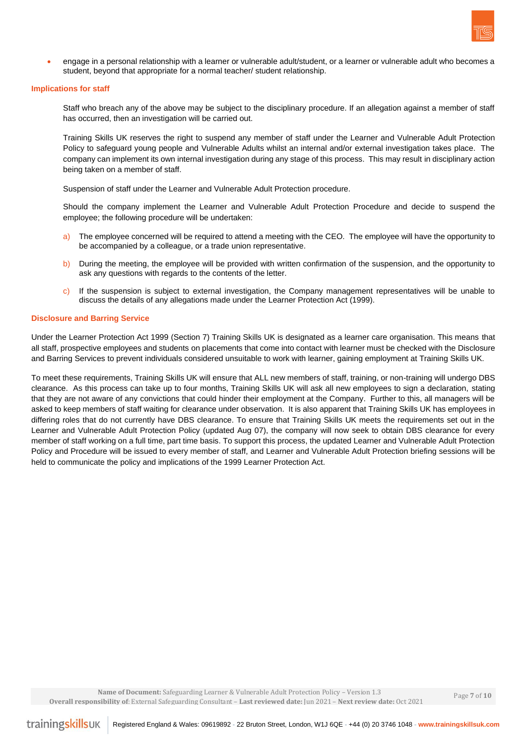- engage in a personal relationship with a learner or vulnerable adult/student, or a learner or vulnerable adult who becomes a student, beyond that appropriate for a normal teacher/ student relationship.

### Implications for staff

Staff who breach any of the above may be subject to the disciplinary procedure. If an allegation against a member of staff has occurred, then an investigation will be carried out.

Training Skills UK reserves the right to suspend any member of staff under the Learner and Vulnerable Adult Protection Policy to safeguard young people and Vulnerable Adults whilst an internal and/or external investigation takes place. The company can implement its own internal investigation during any stage of this process. This may result in disciplinary action being taken on a member of staff.

Suspension of staff under the Learner and Vulnerable Adult Protection procedure.

Should the company implement the Learner and Vulnerable Adult Protection Procedure and decide to suspend the employee; the following procedure will be undertaken:

a) The employee concerned will be required to attend a meeting with the CEO. The employee will have the opportunity to be accompanied by a colleague, or a trade union representative.

b) During the meeting, the employee will be provided with written confirmation of the suspension, and the opportunity to ask any questions with regards to the contents of the letter.

c) If the suspension is subject to external investigation, the Company management representatives will be unable to discuss the details of any allegations made under the Learner Protection Act (1999).

### Disclosure and Barring Service

Under the Learner Protection Act 1999 (Section 7) Training Skills UK is designated as a learner care organisation. This means that all staff, prospective employees and students on placements that come into contact with learner must be checked with the Disclosure and Barring Services to prevent individuals considered unsuitable to work with learner, gaining employment at Training Skills UK.

To meet these requirements, Training Skills UK will ensure that ALL new members of staff, training, or non-training will undergo DBS clearance. As this process can take up to four months, Training Skills UK will ask all new employees to sign a declaration, stating that they are not aware of any convictions that could hinder their employment at the Company. Further to this, all managers will be asked to keep members of staff waiting for clearance under observation. It is also apparent that Training Skills UK has employees in differing roles that do not currently have DBS clearance. To ensure that Training Skills UK meets the requirements set out in the Learner and Vulnerable Adult Protection Policy (updated Aug 07), the company will now seek to obtain DBS clearance for every member of staff working on a full time, part time basis. To support this process, the updated Learner and Vulnerable Adult Protection Policy and Procedure will be issued to every member of staff, and Learner and Vulnerable Adult Protection briefing sessions will be held to communicate the policy and implications of the 1999 Learner Protection Act.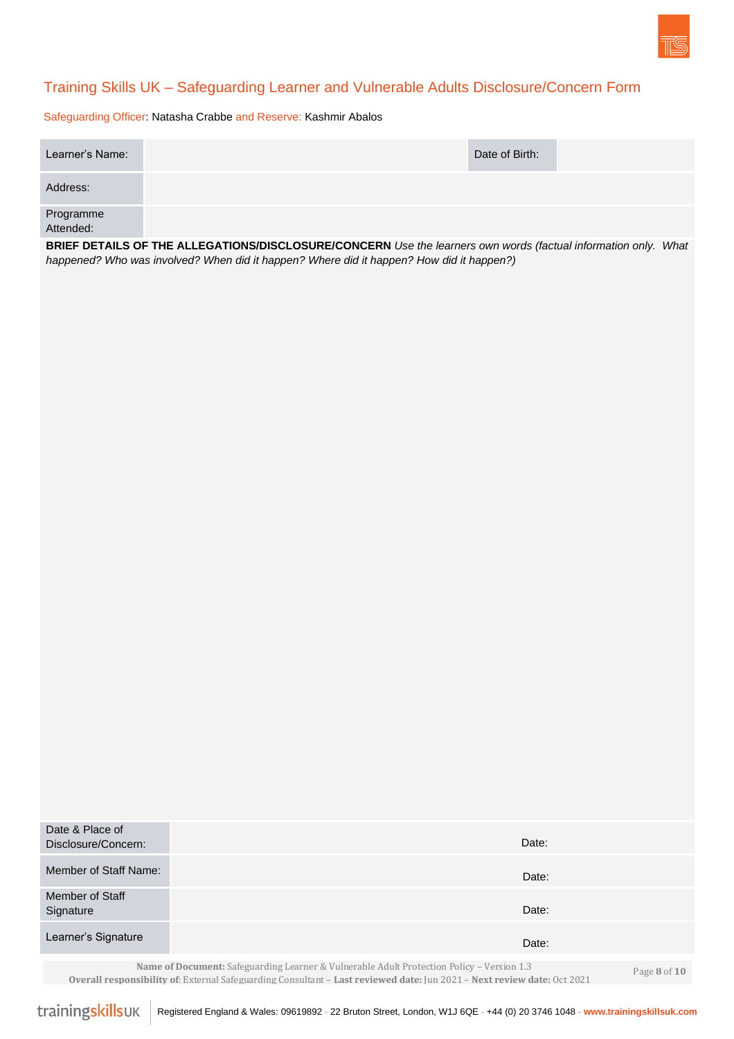# Training Skills UK – Safeguarding Learner and Vulnerable Adults Disclosure/Concern Form

Safeguarding Officer: Natasha Crabbe and Reserve: Kashmir Abalos

| Learner's Name: | | Date of Birth: | |
|---|---|---|---|
| Address: | | | |
| Programme Attended: | | | |

**BRIEF DETAILS OF THE ALLEGATIONS/DISCLOSURE/CONCERN** *Use the learners own words (factual information only. What happened? Who was involved? When did it happen? Where did it happen? How did it happen?)*

| Date & Place of Disclosure/Concern: | Date: |
|---|---|
| Member of Staff Name: | Date: |
| Member of Staff Signature | Date: |
| Learner's Signature | Date: |

**Name of Document:** Safeguarding Learner & Vulnerable Adult Protection Policy – Version 1.3
**Overall responsibility of**: External Safeguarding Consultant – **Last reviewed date:** Jun 2021 – **Next review date:** Oct 2021

trainingskillsUK | Registered England & Wales: 09619892 - 22 Bruton Street, London, W1J 6QE - +44 (0) 20 3746 1048 - **www.trainingskillsuk.com**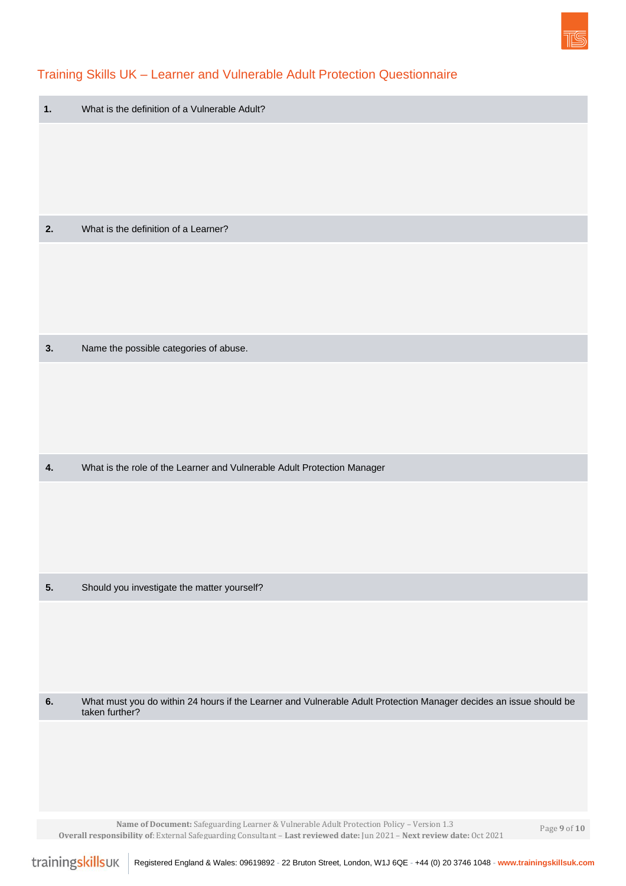## Training Skills UK – Learner and Vulnerable Adult Protection Questionnaire

| | |
|---|---|
| **1.** | What is the definition of a Vulnerable Adult? |
| | |
| **2.** | What is the definition of a Learner? |
| | |
| **3.** | Name the possible categories of abuse. |
| | |
| **4.** | What is the role of the Learner and Vulnerable Adult Protection Manager |
| | |
| **5.** | Should you investigate the matter yourself? |
| | |
| **6.** | What must you do within 24 hours if the Learner and Vulnerable Adult Protection Manager decides an issue should be taken further? |
| | |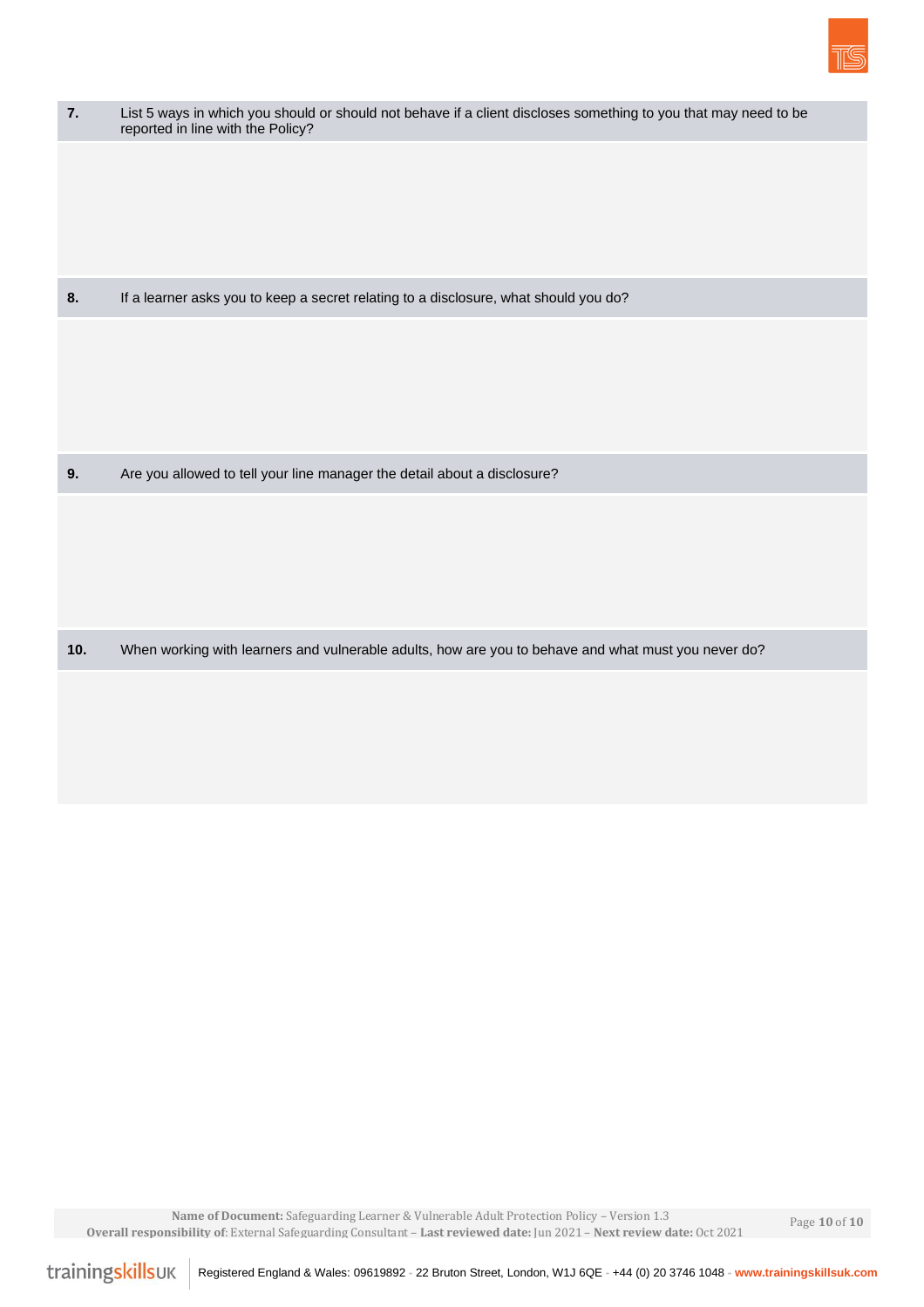| | |
|---|---|
| **7.** | List 5 ways in which you should or should not behave if a client discloses something to you that may need to be reported in line with the Policy? |
| | |
| **8.** | If a learner asks you to keep a secret relating to a disclosure, what should you do? |
| | |
| **9.** | Are you allowed to tell your line manager the detail about a disclosure? |
| | |
| **10.** | When working with learners and vulnerable adults, how are you to behave and what must you never do? |
| | |